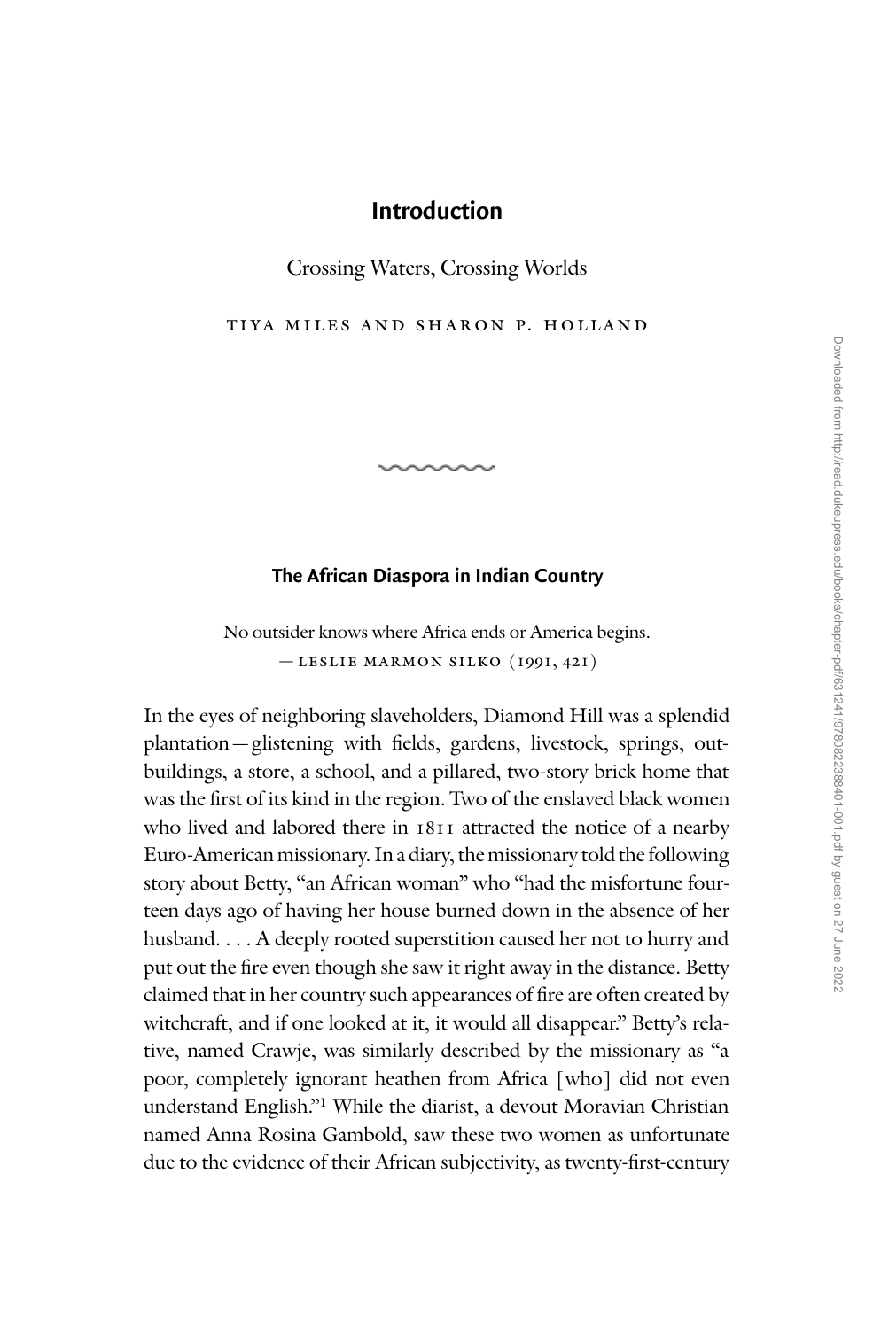# Introduction

## Crossing Waters, Crossing Worlds

TIYA MILES AND SHARON P. HOLLAND

### The African Diaspora in Indian Country

> No outsider knows where Africa ends or America begins.
> — LESLIE MARMON SILKO (1991, 421)

In the eyes of neighboring slaveholders, Diamond Hill was a splendid plantation—glistening with fields, gardens, livestock, springs, outbuildings, a store, a school, and a pillared, two-story brick home that was the first of its kind in the region. Two of the enslaved black women who lived and labored there in 1811 attracted the notice of a nearby Euro-American missionary. In a diary, the missionary told the following story about Betty, "an African woman" who "had the misfortune fourteen days ago of having her house burned down in the absence of her husband. . . . A deeply rooted superstition caused her not to hurry and put out the fire even though she saw it right away in the distance. Betty claimed that in her country such appearances of fire are often created by witchcraft, and if one looked at it, it would all disappear." Betty's relative, named Crawje, was similarly described by the missionary as "a poor, completely ignorant heathen from Africa [who] did not even understand English."[1] While the diarist, a devout Moravian Christian named Anna Rosina Gambold, saw these two women as unfortunate due to the evidence of their African subjectivity, as twenty-first-century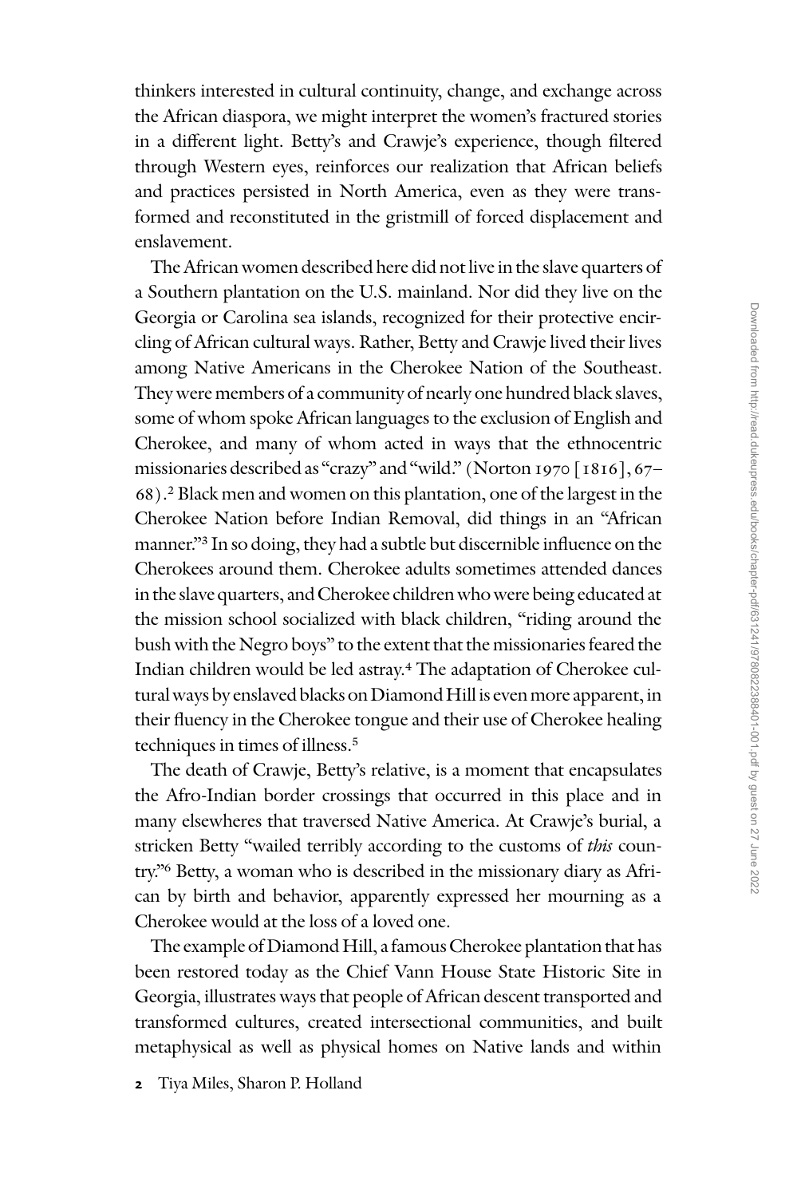thinkers interested in cultural continuity, change, and exchange across the African diaspora, we might interpret the women's fractured stories in a different light. Betty's and Crawje's experience, though filtered through Western eyes, reinforces our realization that African beliefs and practices persisted in North America, even as they were transformed and reconstituted in the gristmill of forced displacement and enslavement.

The African women described here did not live in the slave quarters of a Southern plantation on the U.S. mainland. Nor did they live on the Georgia or Carolina sea islands, recognized for their protective encircling of African cultural ways. Rather, Betty and Crawje lived their lives among Native Americans in the Cherokee Nation of the Southeast. They were members of a community of nearly one hundred black slaves, some of whom spoke African languages to the exclusion of English and Cherokee, and many of whom acted in ways that the ethnocentric missionaries described as "crazy" and "wild." (Norton 1970 [1816], 67–68).[2] Black men and women on this plantation, one of the largest in the Cherokee Nation before Indian Removal, did things in an "African manner."[3] In so doing, they had a subtle but discernible influence on the Cherokees around them. Cherokee adults sometimes attended dances in the slave quarters, and Cherokee children who were being educated at the mission school socialized with black children, "riding around the bush with the Negro boys" to the extent that the missionaries feared the Indian children would be led astray.[4] The adaptation of Cherokee cultural ways by enslaved blacks on Diamond Hill is even more apparent, in their fluency in the Cherokee tongue and their use of Cherokee healing techniques in times of illness.[5]

The death of Crawje, Betty's relative, is a moment that encapsulates the Afro-Indian border crossings that occurred in this place and in many elsewheres that traversed Native America. At Crawje's burial, a stricken Betty "wailed terribly according to the customs of *this* country."[6] Betty, a woman who is described in the missionary diary as African by birth and behavior, apparently expressed her mourning as a Cherokee would at the loss of a loved one.

The example of Diamond Hill, a famous Cherokee plantation that has been restored today as the Chief Vann House State Historic Site in Georgia, illustrates ways that people of African descent transported and transformed cultures, created intersectional communities, and built metaphysical as well as physical homes on Native lands and within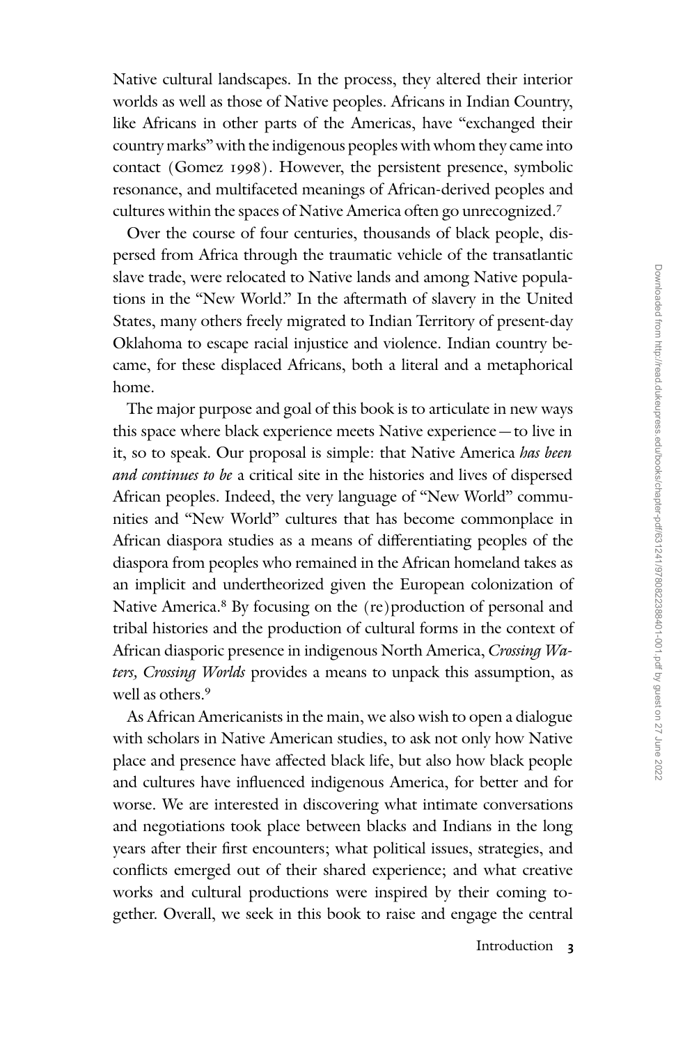Native cultural landscapes. In the process, they altered their interior worlds as well as those of Native peoples. Africans in Indian Country, like Africans in other parts of the Americas, have "exchanged their country marks" with the indigenous peoples with whom they came into contact (Gomez 1998). However, the persistent presence, symbolic resonance, and multifaceted meanings of African-derived peoples and cultures within the spaces of Native America often go unrecognized.[7]

Over the course of four centuries, thousands of black people, dispersed from Africa through the traumatic vehicle of the transatlantic slave trade, were relocated to Native lands and among Native populations in the "New World." In the aftermath of slavery in the United States, many others freely migrated to Indian Territory of present-day Oklahoma to escape racial injustice and violence. Indian country became, for these displaced Africans, both a literal and a metaphorical home.

The major purpose and goal of this book is to articulate in new ways this space where black experience meets Native experience—to live in it, so to speak. Our proposal is simple: that Native America *has been and continues to be* a critical site in the histories and lives of dispersed African peoples. Indeed, the very language of "New World" communities and "New World" cultures that has become commonplace in African diaspora studies as a means of differentiating peoples of the diaspora from peoples who remained in the African homeland takes as an implicit and undertheorized given the European colonization of Native America.[8] By focusing on the (re)production of personal and tribal histories and the production of cultural forms in the context of African diasporic presence in indigenous North America, *Crossing Waters, Crossing Worlds* provides a means to unpack this assumption, as well as others.[9]

As African Americanists in the main, we also wish to open a dialogue with scholars in Native American studies, to ask not only how Native place and presence have affected black life, but also how black people and cultures have influenced indigenous America, for better and for worse. We are interested in discovering what intimate conversations and negotiations took place between blacks and Indians in the long years after their first encounters; what political issues, strategies, and conflicts emerged out of their shared experience; and what creative works and cultural productions were inspired by their coming together. Overall, we seek in this book to raise and engage the central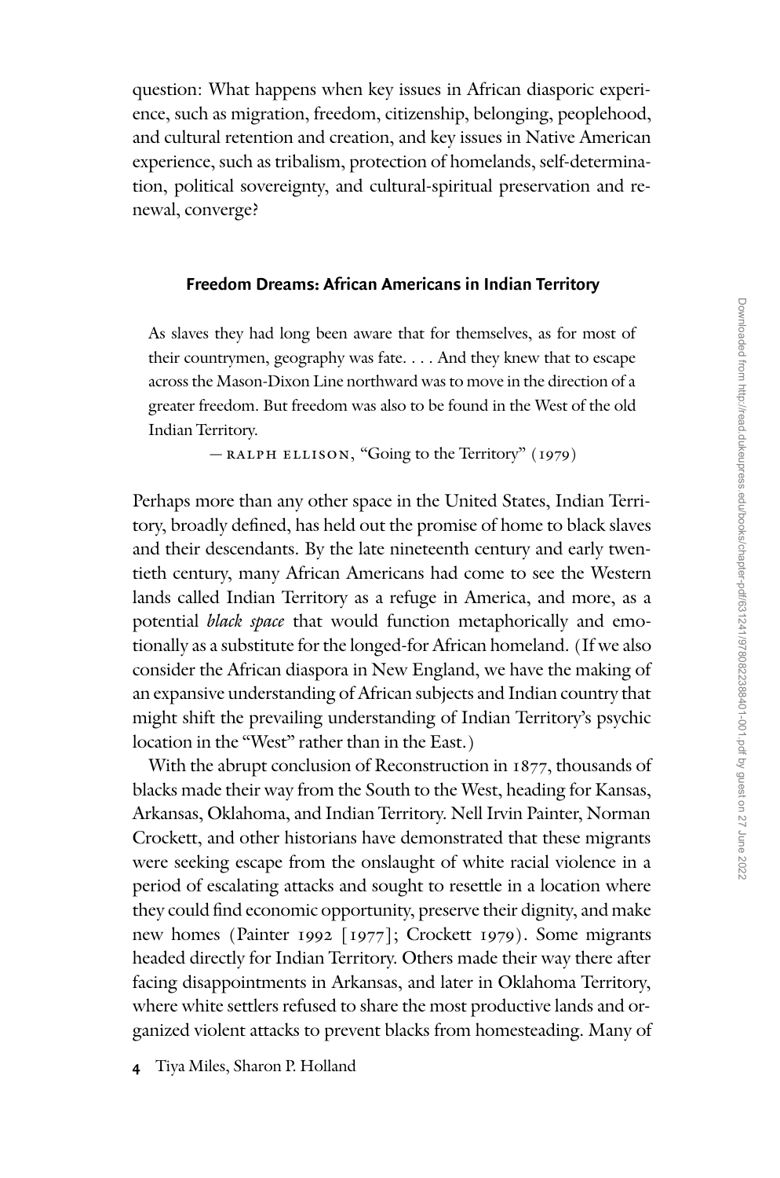question: What happens when key issues in African diasporic experience, such as migration, freedom, citizenship, belonging, peoplehood, and cultural retention and creation, and key issues in Native American experience, such as tribalism, protection of homelands, self-determination, political sovereignty, and cultural-spiritual preservation and renewal, converge?

## Freedom Dreams: African Americans in Indian Territory

> As slaves they had long been aware that for themselves, as for most of their countrymen, geography was fate. . . . And they knew that to escape across the Mason-Dixon Line northward was to move in the direction of a greater freedom. But freedom was also to be found in the West of the old Indian Territory.
>
> — RALPH ELLISON, "Going to the Territory" (1979)

Perhaps more than any other space in the United States, Indian Territory, broadly defined, has held out the promise of home to black slaves and their descendants. By the late nineteenth century and early twentieth century, many African Americans had come to see the Western lands called Indian Territory as a refuge in America, and more, as a potential *black space* that would function metaphorically and emotionally as a substitute for the longed-for African homeland. (If we also consider the African diaspora in New England, we have the making of an expansive understanding of African subjects and Indian country that might shift the prevailing understanding of Indian Territory's psychic location in the "West" rather than in the East.)

With the abrupt conclusion of Reconstruction in 1877, thousands of blacks made their way from the South to the West, heading for Kansas, Arkansas, Oklahoma, and Indian Territory. Nell Irvin Painter, Norman Crockett, and other historians have demonstrated that these migrants were seeking escape from the onslaught of white racial violence in a period of escalating attacks and sought to resettle in a location where they could find economic opportunity, preserve their dignity, and make new homes (Painter 1992 [1977]; Crockett 1979). Some migrants headed directly for Indian Territory. Others made their way there after facing disappointments in Arkansas, and later in Oklahoma Territory, where white settlers refused to share the most productive lands and organized violent attacks to prevent blacks from homesteading. Many of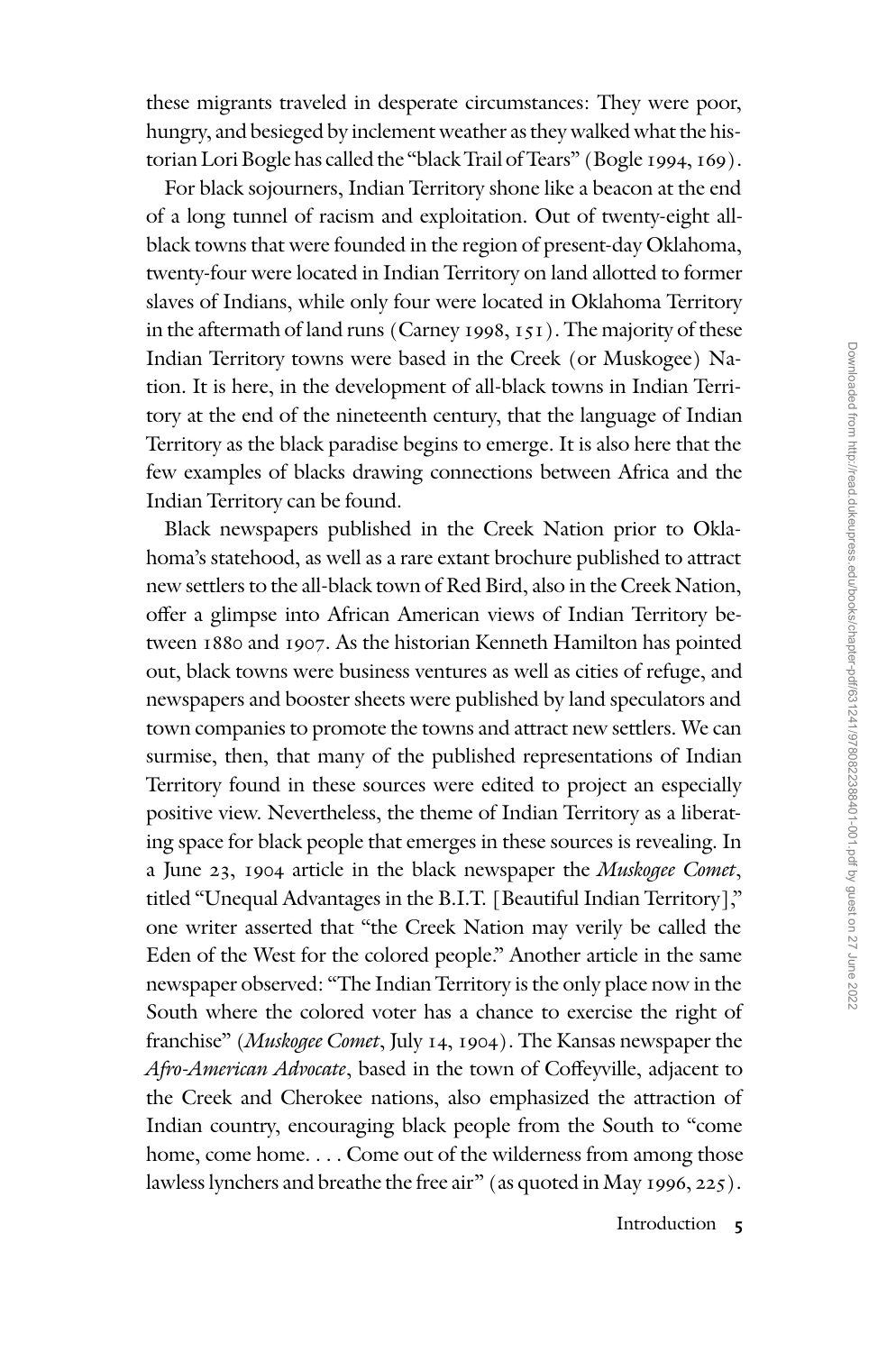these migrants traveled in desperate circumstances: They were poor, hungry, and besieged by inclement weather as they walked what the historian Lori Bogle has called the "black Trail of Tears" (Bogle 1994, 169).

For black sojourners, Indian Territory shone like a beacon at the end of a long tunnel of racism and exploitation. Out of twenty-eight all-black towns that were founded in the region of present-day Oklahoma, twenty-four were located in Indian Territory on land allotted to former slaves of Indians, while only four were located in Oklahoma Territory in the aftermath of land runs (Carney 1998, 151). The majority of these Indian Territory towns were based in the Creek (or Muskogee) Nation. It is here, in the development of all-black towns in Indian Territory at the end of the nineteenth century, that the language of Indian Territory as the black paradise begins to emerge. It is also here that the few examples of blacks drawing connections between Africa and the Indian Territory can be found.

Black newspapers published in the Creek Nation prior to Oklahoma's statehood, as well as a rare extant brochure published to attract new settlers to the all-black town of Red Bird, also in the Creek Nation, offer a glimpse into African American views of Indian Territory between 1880 and 1907. As the historian Kenneth Hamilton has pointed out, black towns were business ventures as well as cities of refuge, and newspapers and booster sheets were published by land speculators and town companies to promote the towns and attract new settlers. We can surmise, then, that many of the published representations of Indian Territory found in these sources were edited to project an especially positive view. Nevertheless, the theme of Indian Territory as a liberating space for black people that emerges in these sources is revealing. In a June 23, 1904 article in the black newspaper the *Muskogee Comet*, titled "Unequal Advantages in the B.I.T. [Beautiful Indian Territory]," one writer asserted that "the Creek Nation may verily be called the Eden of the West for the colored people." Another article in the same newspaper observed: "The Indian Territory is the only place now in the South where the colored voter has a chance to exercise the right of franchise" (*Muskogee Comet*, July 14, 1904). The Kansas newspaper the *Afro-American Advocate*, based in the town of Coffeyville, adjacent to the Creek and Cherokee nations, also emphasized the attraction of Indian country, encouraging black people from the South to "come home, come home. . . . Come out of the wilderness from among those lawless lynchers and breathe the free air" (as quoted in May 1996, 225).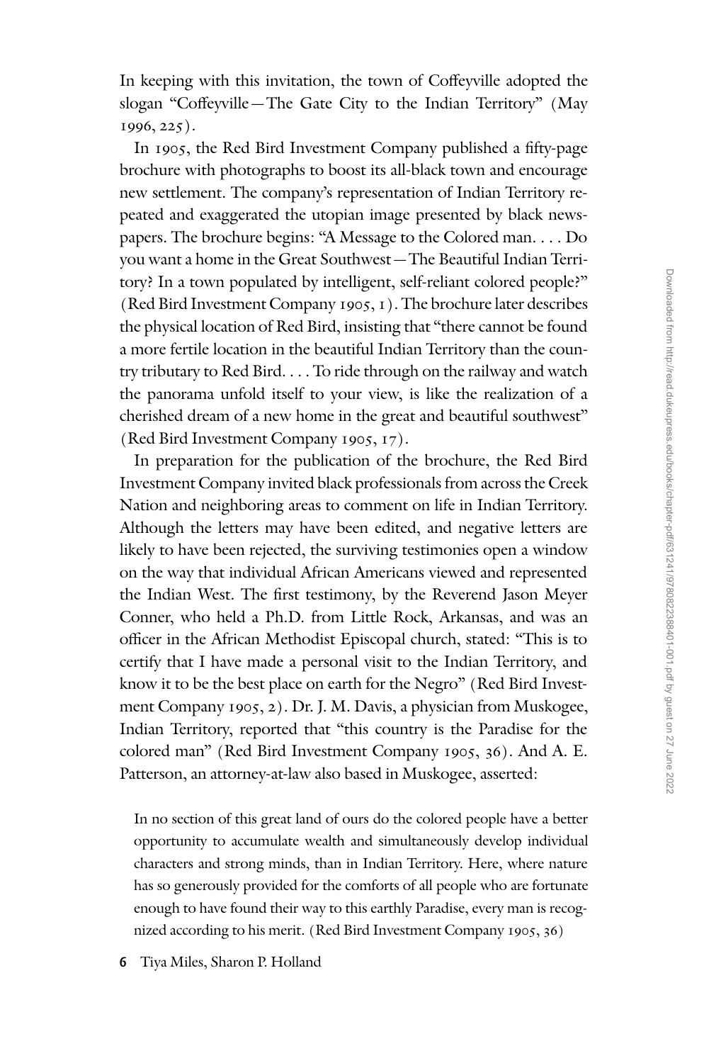In keeping with this invitation, the town of Coffeyville adopted the slogan "Coffeyville—The Gate City to the Indian Territory" (May 1996, 225).

In 1905, the Red Bird Investment Company published a fifty-page brochure with photographs to boost its all-black town and encourage new settlement. The company's representation of Indian Territory repeated and exaggerated the utopian image presented by black newspapers. The brochure begins: "A Message to the Colored man. . . . Do you want a home in the Great Southwest—The Beautiful Indian Territory? In a town populated by intelligent, self-reliant colored people?" (Red Bird Investment Company 1905, 1). The brochure later describes the physical location of Red Bird, insisting that "there cannot be found a more fertile location in the beautiful Indian Territory than the country tributary to Red Bird. . . . To ride through on the railway and watch the panorama unfold itself to your view, is like the realization of a cherished dream of a new home in the great and beautiful southwest" (Red Bird Investment Company 1905, 17).

In preparation for the publication of the brochure, the Red Bird Investment Company invited black professionals from across the Creek Nation and neighboring areas to comment on life in Indian Territory. Although the letters may have been edited, and negative letters are likely to have been rejected, the surviving testimonies open a window on the way that individual African Americans viewed and represented the Indian West. The first testimony, by the Reverend Jason Meyer Conner, who held a Ph.D. from Little Rock, Arkansas, and was an officer in the African Methodist Episcopal church, stated: "This is to certify that I have made a personal visit to the Indian Territory, and know it to be the best place on earth for the Negro" (Red Bird Investment Company 1905, 2). Dr. J. M. Davis, a physician from Muskogee, Indian Territory, reported that "this country is the Paradise for the colored man" (Red Bird Investment Company 1905, 36). And A. E. Patterson, an attorney-at-law also based in Muskogee, asserted:

> In no section of this great land of ours do the colored people have a better opportunity to accumulate wealth and simultaneously develop individual characters and strong minds, than in Indian Territory. Here, where nature has so generously provided for the comforts of all people who are fortunate enough to have found their way to this earthly Paradise, every man is recognized according to his merit. (Red Bird Investment Company 1905, 36)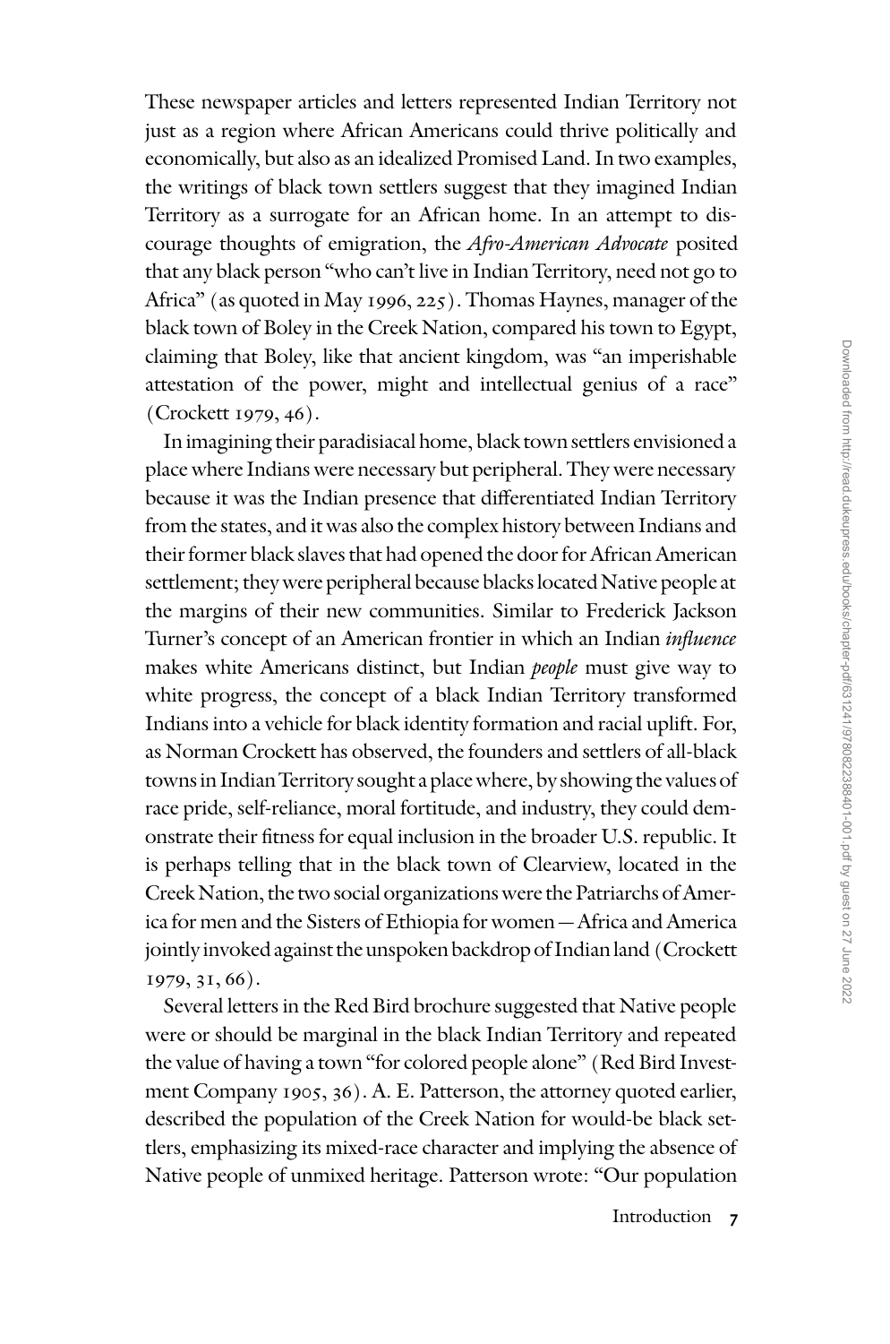These newspaper articles and letters represented Indian Territory not just as a region where African Americans could thrive politically and economically, but also as an idealized Promised Land. In two examples, the writings of black town settlers suggest that they imagined Indian Territory as a surrogate for an African home. In an attempt to discourage thoughts of emigration, the *Afro-American Advocate* posited that any black person "who can't live in Indian Territory, need not go to Africa" (as quoted in May 1996, 225). Thomas Haynes, manager of the black town of Boley in the Creek Nation, compared his town to Egypt, claiming that Boley, like that ancient kingdom, was "an imperishable attestation of the power, might and intellectual genius of a race" (Crockett 1979, 46).

In imagining their paradisiacal home, black town settlers envisioned a place where Indians were necessary but peripheral. They were necessary because it was the Indian presence that differentiated Indian Territory from the states, and it was also the complex history between Indians and their former black slaves that had opened the door for African American settlement; they were peripheral because blacks located Native people at the margins of their new communities. Similar to Frederick Jackson Turner's concept of an American frontier in which an Indian *influence* makes white Americans distinct, but Indian *people* must give way to white progress, the concept of a black Indian Territory transformed Indians into a vehicle for black identity formation and racial uplift. For, as Norman Crockett has observed, the founders and settlers of all-black towns in Indian Territory sought a place where, by showing the values of race pride, self-reliance, moral fortitude, and industry, they could demonstrate their fitness for equal inclusion in the broader U.S. republic. It is perhaps telling that in the black town of Clearview, located in the Creek Nation, the two social organizations were the Patriarchs of America for men and the Sisters of Ethiopia for women—Africa and America jointly invoked against the unspoken backdrop of Indian land (Crockett 1979, 31, 66).

Several letters in the Red Bird brochure suggested that Native people were or should be marginal in the black Indian Territory and repeated the value of having a town "for colored people alone" (Red Bird Investment Company 1905, 36). A. E. Patterson, the attorney quoted earlier, described the population of the Creek Nation for would-be black settlers, emphasizing its mixed-race character and implying the absence of Native people of unmixed heritage. Patterson wrote: "Our population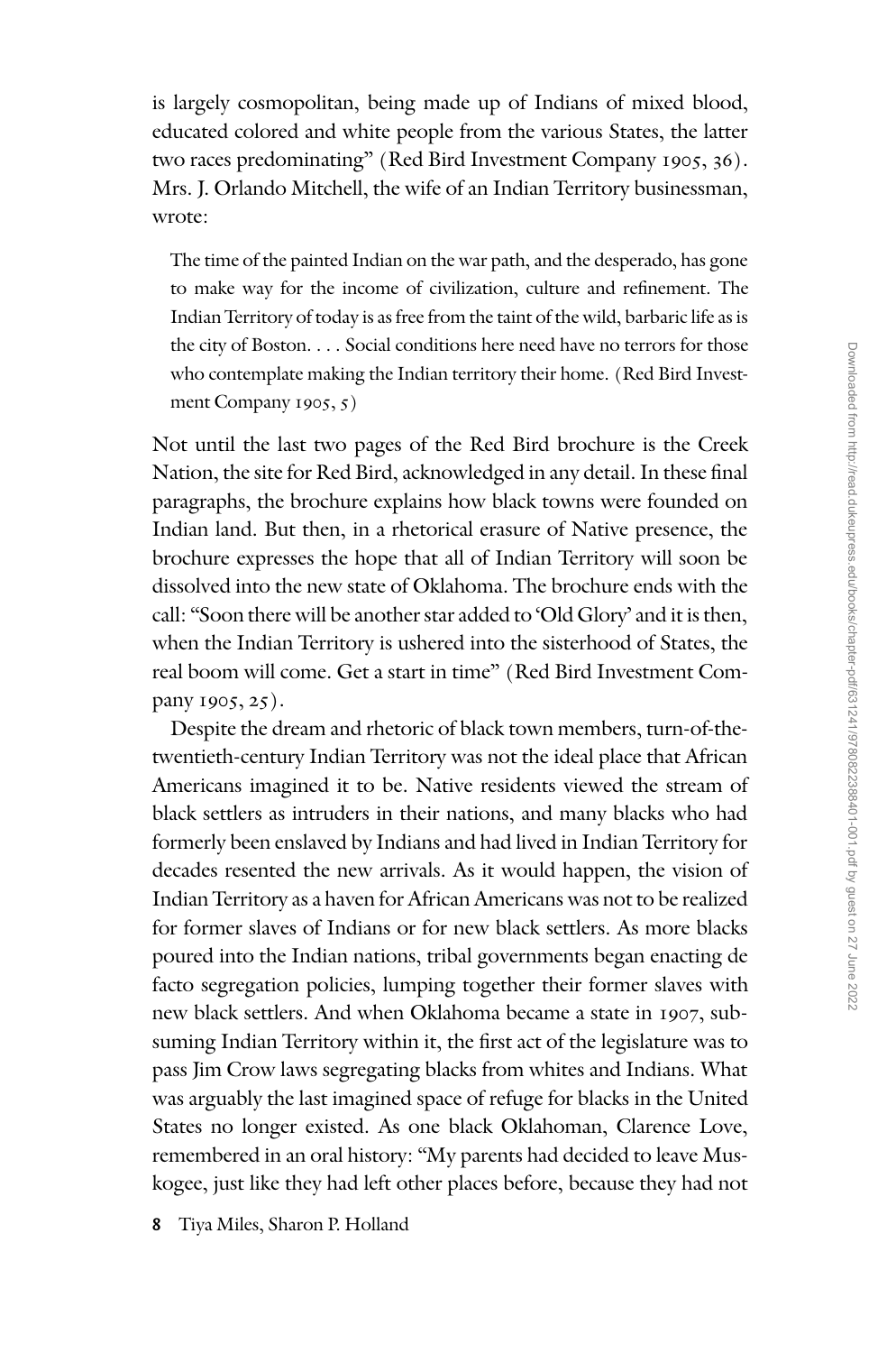is largely cosmopolitan, being made up of Indians of mixed blood, educated colored and white people from the various States, the latter two races predominating" (Red Bird Investment Company 1905, 36). Mrs. J. Orlando Mitchell, the wife of an Indian Territory businessman, wrote:

> The time of the painted Indian on the war path, and the desperado, has gone to make way for the income of civilization, culture and refinement. The Indian Territory of today is as free from the taint of the wild, barbaric life as is the city of Boston. . . . Social conditions here need have no terrors for those who contemplate making the Indian territory their home. (Red Bird Investment Company 1905, 5)

Not until the last two pages of the Red Bird brochure is the Creek Nation, the site for Red Bird, acknowledged in any detail. In these final paragraphs, the brochure explains how black towns were founded on Indian land. But then, in a rhetorical erasure of Native presence, the brochure expresses the hope that all of Indian Territory will soon be dissolved into the new state of Oklahoma. The brochure ends with the call: "Soon there will be another star added to 'Old Glory' and it is then, when the Indian Territory is ushered into the sisterhood of States, the real boom will come. Get a start in time" (Red Bird Investment Company 1905, 25).

Despite the dream and rhetoric of black town members, turn-of-the-twentieth-century Indian Territory was not the ideal place that African Americans imagined it to be. Native residents viewed the stream of black settlers as intruders in their nations, and many blacks who had formerly been enslaved by Indians and had lived in Indian Territory for decades resented the new arrivals. As it would happen, the vision of Indian Territory as a haven for African Americans was not to be realized for former slaves of Indians or for new black settlers. As more blacks poured into the Indian nations, tribal governments began enacting de facto segregation policies, lumping together their former slaves with new black settlers. And when Oklahoma became a state in 1907, subsuming Indian Territory within it, the first act of the legislature was to pass Jim Crow laws segregating blacks from whites and Indians. What was arguably the last imagined space of refuge for blacks in the United States no longer existed. As one black Oklahoman, Clarence Love, remembered in an oral history: "My parents had decided to leave Muskogee, just like they had left other places before, because they had not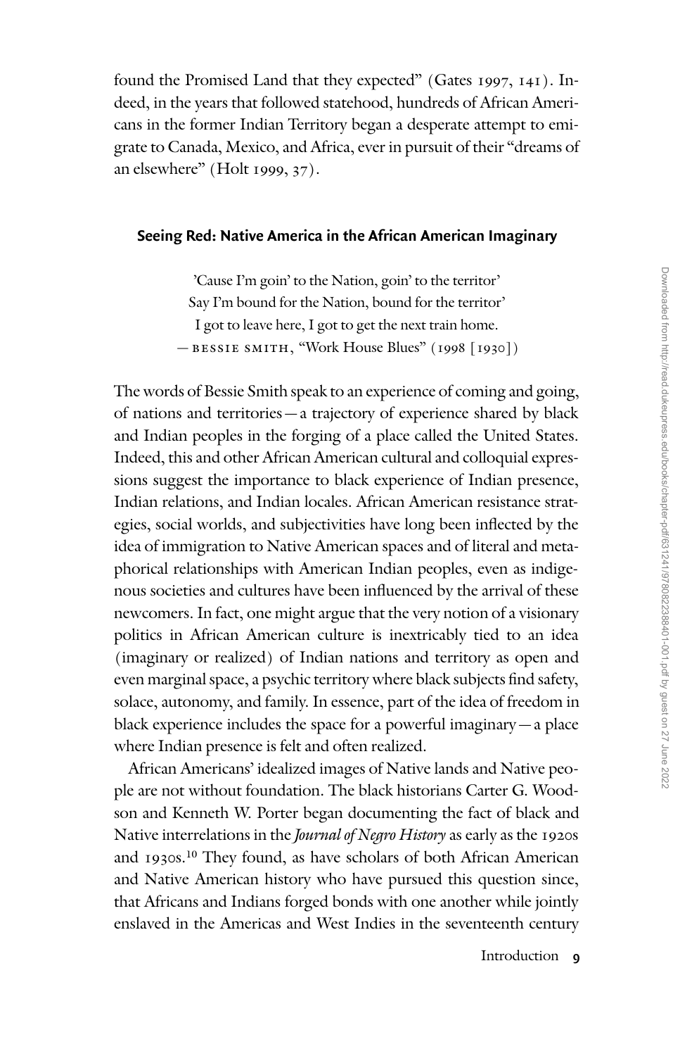found the Promised Land that they expected" (Gates 1997, 141). Indeed, in the years that followed statehood, hundreds of African Americans in the former Indian Territory began a desperate attempt to emigrate to Canada, Mexico, and Africa, ever in pursuit of their "dreams of an elsewhere" (Holt 1999, 37).

### Seeing Red: Native America in the African American Imaginary

> 'Cause I'm goin' to the Nation, goin' to the territor'
> Say I'm bound for the Nation, bound for the territor'
> I got to leave here, I got to get the next train home.
> — BESSIE SMITH, "Work House Blues" (1998 [1930])

The words of Bessie Smith speak to an experience of coming and going, of nations and territories—a trajectory of experience shared by black and Indian peoples in the forging of a place called the United States. Indeed, this and other African American cultural and colloquial expressions suggest the importance to black experience of Indian presence, Indian relations, and Indian locales. African American resistance strategies, social worlds, and subjectivities have long been inflected by the idea of immigration to Native American spaces and of literal and metaphorical relationships with American Indian peoples, even as indigenous societies and cultures have been influenced by the arrival of these newcomers. In fact, one might argue that the very notion of a visionary politics in African American culture is inextricably tied to an idea (imaginary or realized) of Indian nations and territory as open and even marginal space, a psychic territory where black subjects find safety, solace, autonomy, and family. In essence, part of the idea of freedom in black experience includes the space for a powerful imaginary—a place where Indian presence is felt and often realized.

African Americans' idealized images of Native lands and Native people are not without foundation. The black historians Carter G. Woodson and Kenneth W. Porter began documenting the fact of black and Native interrelations in the *Journal of Negro History* as early as the 1920s and 1930s.[10] They found, as have scholars of both African American and Native American history who have pursued this question since, that Africans and Indians forged bonds with one another while jointly enslaved in the Americas and West Indies in the seventeenth century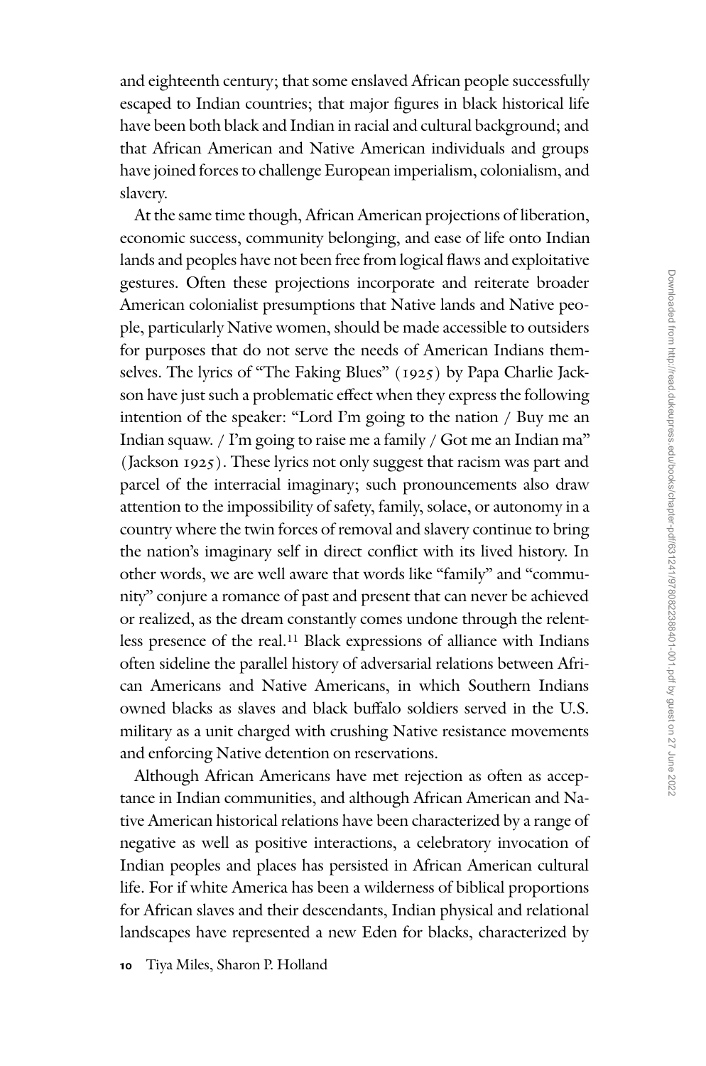and eighteenth century; that some enslaved African people successfully escaped to Indian countries; that major figures in black historical life have been both black and Indian in racial and cultural background; and that African American and Native American individuals and groups have joined forces to challenge European imperialism, colonialism, and slavery.

At the same time though, African American projections of liberation, economic success, community belonging, and ease of life onto Indian lands and peoples have not been free from logical flaws and exploitative gestures. Often these projections incorporate and reiterate broader American colonialist presumptions that Native lands and Native people, particularly Native women, should be made accessible to outsiders for purposes that do not serve the needs of American Indians themselves. The lyrics of "The Faking Blues" (1925) by Papa Charlie Jackson have just such a problematic effect when they express the following intention of the speaker: "Lord I'm going to the nation / Buy me an Indian squaw. / I'm going to raise me a family / Got me an Indian ma" (Jackson 1925). These lyrics not only suggest that racism was part and parcel of the interracial imaginary; such pronouncements also draw attention to the impossibility of safety, family, solace, or autonomy in a country where the twin forces of removal and slavery continue to bring the nation's imaginary self in direct conflict with its lived history. In other words, we are well aware that words like "family" and "community" conjure a romance of past and present that can never be achieved or realized, as the dream constantly comes undone through the relentless presence of the real.[11] Black expressions of alliance with Indians often sideline the parallel history of adversarial relations between African Americans and Native Americans, in which Southern Indians owned blacks as slaves and black buffalo soldiers served in the U.S. military as a unit charged with crushing Native resistance movements and enforcing Native detention on reservations.

Although African Americans have met rejection as often as acceptance in Indian communities, and although African American and Native American historical relations have been characterized by a range of negative as well as positive interactions, a celebratory invocation of Indian peoples and places has persisted in African American cultural life. For if white America has been a wilderness of biblical proportions for African slaves and their descendants, Indian physical and relational landscapes have represented a new Eden for blacks, characterized by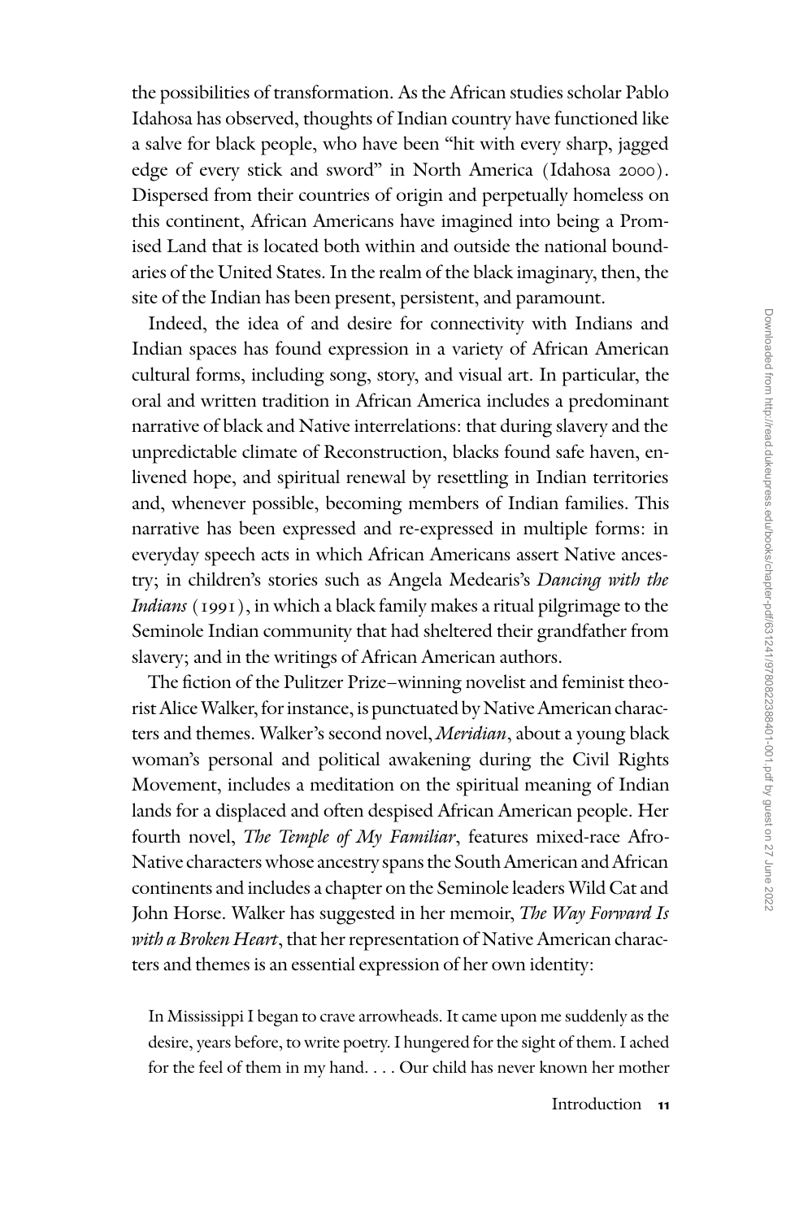the possibilities of transformation. As the African studies scholar Pablo Idahosa has observed, thoughts of Indian country have functioned like a salve for black people, who have been "hit with every sharp, jagged edge of every stick and sword" in North America (Idahosa 2000). Dispersed from their countries of origin and perpetually homeless on this continent, African Americans have imagined into being a Promised Land that is located both within and outside the national boundaries of the United States. In the realm of the black imaginary, then, the site of the Indian has been present, persistent, and paramount.

Indeed, the idea of and desire for connectivity with Indians and Indian spaces has found expression in a variety of African American cultural forms, including song, story, and visual art. In particular, the oral and written tradition in African America includes a predominant narrative of black and Native interrelations: that during slavery and the unpredictable climate of Reconstruction, blacks found safe haven, enlivened hope, and spiritual renewal by resettling in Indian territories and, whenever possible, becoming members of Indian families. This narrative has been expressed and re-expressed in multiple forms: in everyday speech acts in which African Americans assert Native ancestry; in children's stories such as Angela Medearis's *Dancing with the Indians* (1991), in which a black family makes a ritual pilgrimage to the Seminole Indian community that had sheltered their grandfather from slavery; and in the writings of African American authors.

The fiction of the Pulitzer Prize–winning novelist and feminist theorist Alice Walker, for instance, is punctuated by Native American characters and themes. Walker's second novel, *Meridian*, about a young black woman's personal and political awakening during the Civil Rights Movement, includes a meditation on the spiritual meaning of Indian lands for a displaced and often despised African American people. Her fourth novel, *The Temple of My Familiar*, features mixed-race Afro-Native characters whose ancestry spans the South American and African continents and includes a chapter on the Seminole leaders Wild Cat and John Horse. Walker has suggested in her memoir, *The Way Forward Is with a Broken Heart*, that her representation of Native American characters and themes is an essential expression of her own identity:

> In Mississippi I began to crave arrowheads. It came upon me suddenly as the desire, years before, to write poetry. I hungered for the sight of them. I ached for the feel of them in my hand. . . . Our child has never known her mother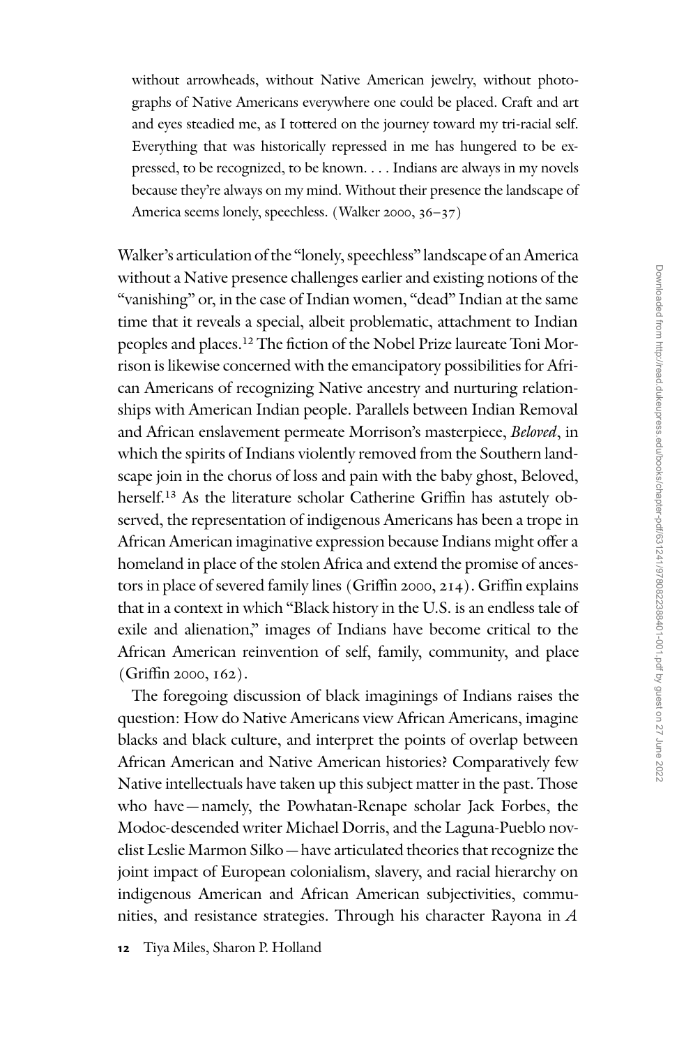> without arrowheads, without Native American jewelry, without photographs of Native Americans everywhere one could be placed. Craft and art and eyes steadied me, as I tottered on the journey toward my tri-racial self. Everything that was historically repressed in me has hungered to be expressed, to be recognized, to be known. . . . Indians are always in my novels because they're always on my mind. Without their presence the landscape of America seems lonely, speechless. (Walker 2000, 36–37)

Walker's articulation of the "lonely, speechless" landscape of an America without a Native presence challenges earlier and existing notions of the "vanishing" or, in the case of Indian women, "dead" Indian at the same time that it reveals a special, albeit problematic, attachment to Indian peoples and places.[12] The fiction of the Nobel Prize laureate Toni Morrison is likewise concerned with the emancipatory possibilities for African Americans of recognizing Native ancestry and nurturing relationships with American Indian people. Parallels between Indian Removal and African enslavement permeate Morrison's masterpiece, *Beloved*, in which the spirits of Indians violently removed from the Southern landscape join in the chorus of loss and pain with the baby ghost, Beloved, herself.[13] As the literature scholar Catherine Griffin has astutely observed, the representation of indigenous Americans has been a trope in African American imaginative expression because Indians might offer a homeland in place of the stolen Africa and extend the promise of ancestors in place of severed family lines (Griffin 2000, 214). Griffin explains that in a context in which "Black history in the U.S. is an endless tale of exile and alienation," images of Indians have become critical to the African American reinvention of self, family, community, and place (Griffin 2000, 162).

The foregoing discussion of black imaginings of Indians raises the question: How do Native Americans view African Americans, imagine blacks and black culture, and interpret the points of overlap between African American and Native American histories? Comparatively few Native intellectuals have taken up this subject matter in the past. Those who have—namely, the Powhatan-Renape scholar Jack Forbes, the Modoc-descended writer Michael Dorris, and the Laguna-Pueblo novelist Leslie Marmon Silko—have articulated theories that recognize the joint impact of European colonialism, slavery, and racial hierarchy on indigenous American and African American subjectivities, communities, and resistance strategies. Through his character Rayona in *A*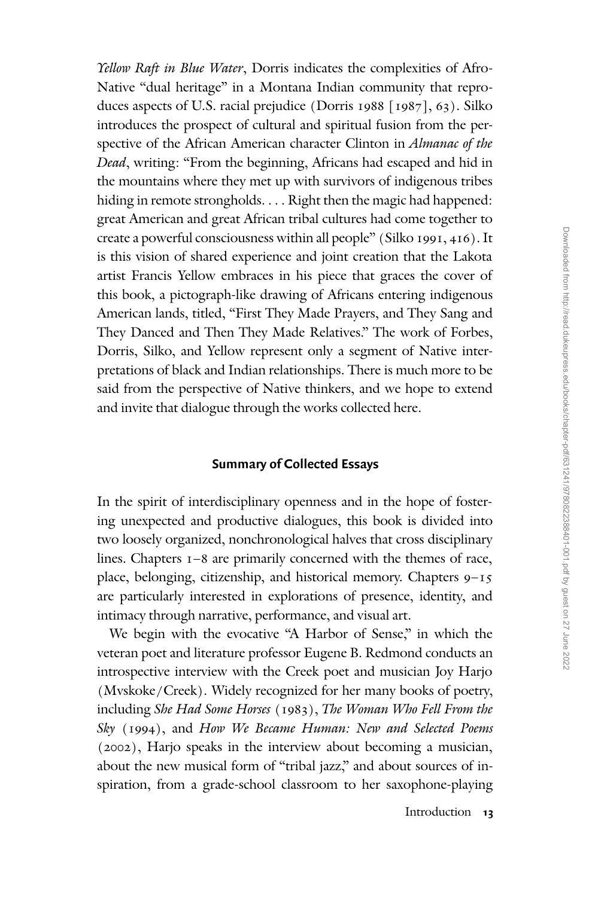*Yellow Raft in Blue Water*, Dorris indicates the complexities of Afro-Native "dual heritage" in a Montana Indian community that reproduces aspects of U.S. racial prejudice (Dorris 1988 [1987], 63). Silko introduces the prospect of cultural and spiritual fusion from the perspective of the African American character Clinton in *Almanac of the Dead*, writing: "From the beginning, Africans had escaped and hid in the mountains where they met up with survivors of indigenous tribes hiding in remote strongholds. . . . Right then the magic had happened: great American and great African tribal cultures had come together to create a powerful consciousness within all people" (Silko 1991, 416). It is this vision of shared experience and joint creation that the Lakota artist Francis Yellow embraces in his piece that graces the cover of this book, a pictograph-like drawing of Africans entering indigenous American lands, titled, "First They Made Prayers, and They Sang and They Danced and Then They Made Relatives." The work of Forbes, Dorris, Silko, and Yellow represent only a segment of Native interpretations of black and Indian relationships. There is much more to be said from the perspective of Native thinkers, and we hope to extend and invite that dialogue through the works collected here.

## Summary of Collected Essays

In the spirit of interdisciplinary openness and in the hope of fostering unexpected and productive dialogues, this book is divided into two loosely organized, nonchronological halves that cross disciplinary lines. Chapters 1–8 are primarily concerned with the themes of race, place, belonging, citizenship, and historical memory. Chapters 9–15 are particularly interested in explorations of presence, identity, and intimacy through narrative, performance, and visual art.

We begin with the evocative "A Harbor of Sense," in which the veteran poet and literature professor Eugene B. Redmond conducts an introspective interview with the Creek poet and musician Joy Harjo (Mvskoke/Creek). Widely recognized for her many books of poetry, including *She Had Some Horses* (1983), *The Woman Who Fell From the Sky* (1994), and *How We Became Human: New and Selected Poems* (2002), Harjo speaks in the interview about becoming a musician, about the new musical form of "tribal jazz," and about sources of inspiration, from a grade-school classroom to her saxophone-playing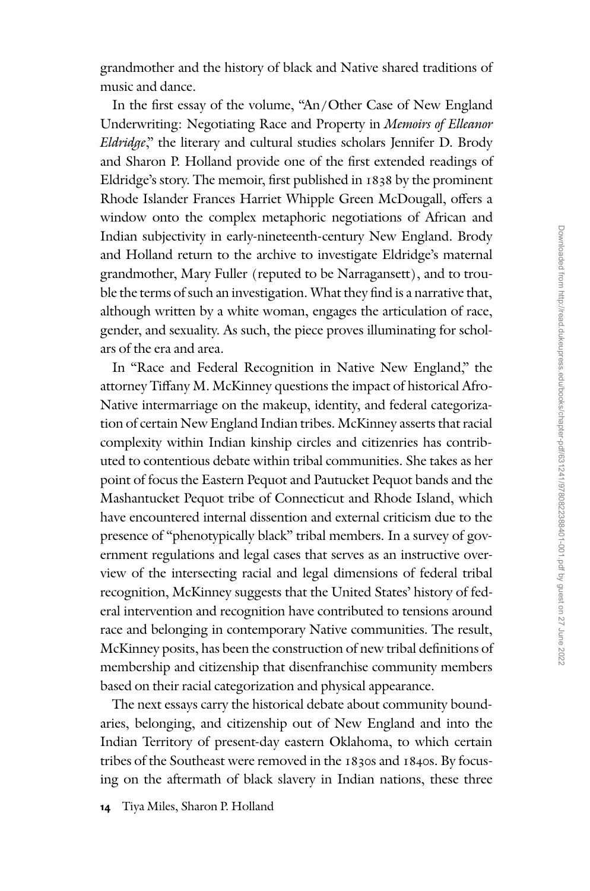grandmother and the history of black and Native shared traditions of music and dance.

In the first essay of the volume, "An/Other Case of New England Underwriting: Negotiating Race and Property in *Memoirs of Elleanor Eldridge*," the literary and cultural studies scholars Jennifer D. Brody and Sharon P. Holland provide one of the first extended readings of Eldridge's story. The memoir, first published in 1838 by the prominent Rhode Islander Frances Harriet Whipple Green McDougall, offers a window onto the complex metaphoric negotiations of African and Indian subjectivity in early-nineteenth-century New England. Brody and Holland return to the archive to investigate Eldridge's maternal grandmother, Mary Fuller (reputed to be Narragansett), and to trouble the terms of such an investigation. What they find is a narrative that, although written by a white woman, engages the articulation of race, gender, and sexuality. As such, the piece proves illuminating for scholars of the era and area.

In "Race and Federal Recognition in Native New England," the attorney Tiffany M. McKinney questions the impact of historical Afro-Native intermarriage on the makeup, identity, and federal categorization of certain New England Indian tribes. McKinney asserts that racial complexity within Indian kinship circles and citizenries has contributed to contentious debate within tribal communities. She takes as her point of focus the Eastern Pequot and Pautucket Pequot bands and the Mashantucket Pequot tribe of Connecticut and Rhode Island, which have encountered internal dissention and external criticism due to the presence of "phenotypically black" tribal members. In a survey of government regulations and legal cases that serves as an instructive overview of the intersecting racial and legal dimensions of federal tribal recognition, McKinney suggests that the United States' history of federal intervention and recognition have contributed to tensions around race and belonging in contemporary Native communities. The result, McKinney posits, has been the construction of new tribal definitions of membership and citizenship that disenfranchise community members based on their racial categorization and physical appearance.

The next essays carry the historical debate about community boundaries, belonging, and citizenship out of New England and into the Indian Territory of present-day eastern Oklahoma, to which certain tribes of the Southeast were removed in the 1830s and 1840s. By focusing on the aftermath of black slavery in Indian nations, these three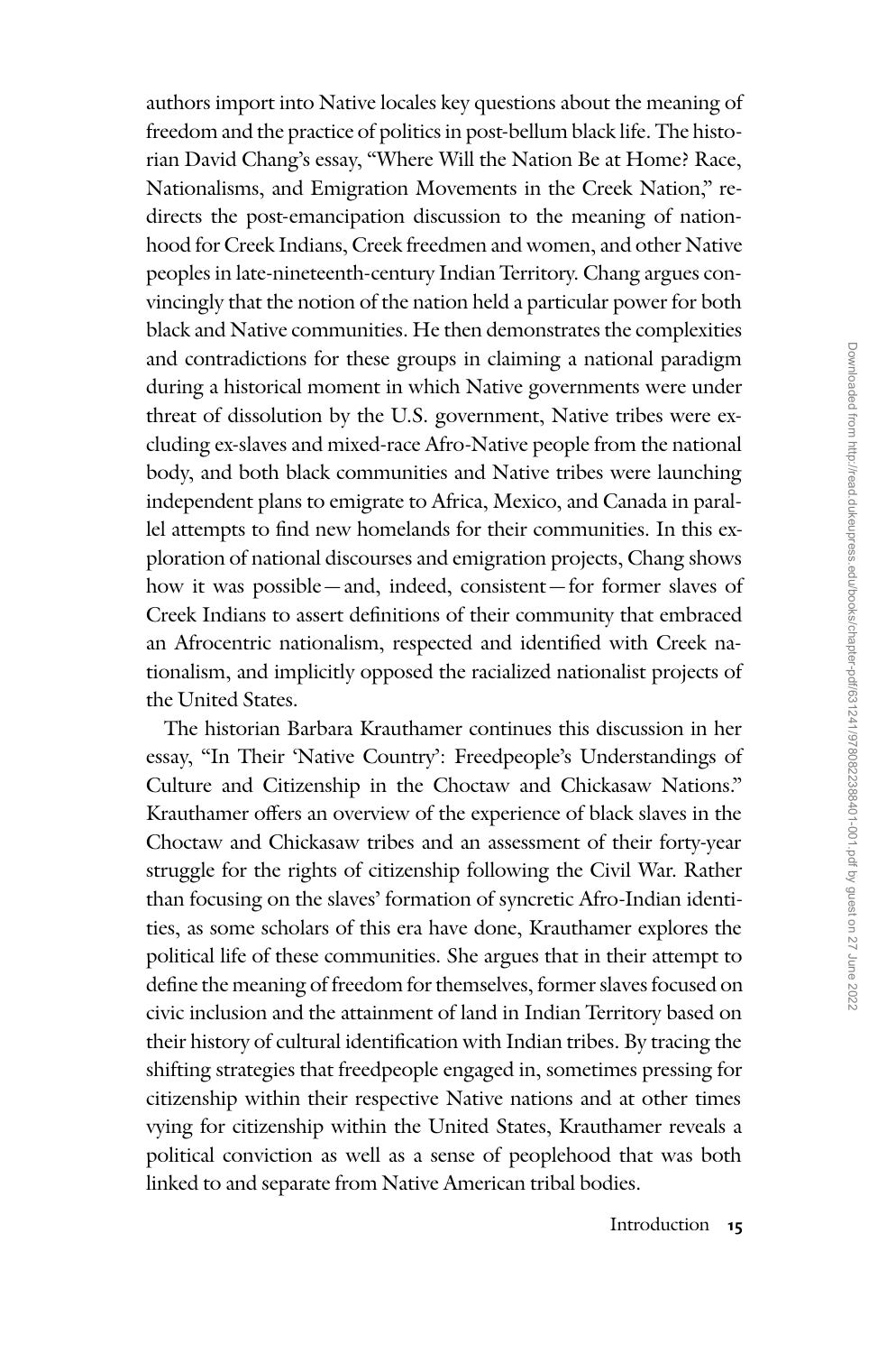authors import into Native locales key questions about the meaning of freedom and the practice of politics in post-bellum black life. The historian David Chang's essay, "Where Will the Nation Be at Home? Race, Nationalisms, and Emigration Movements in the Creek Nation," redirects the post-emancipation discussion to the meaning of nationhood for Creek Indians, Creek freedmen and women, and other Native peoples in late-nineteenth-century Indian Territory. Chang argues convincingly that the notion of the nation held a particular power for both black and Native communities. He then demonstrates the complexities and contradictions for these groups in claiming a national paradigm during a historical moment in which Native governments were under threat of dissolution by the U.S. government, Native tribes were excluding ex-slaves and mixed-race Afro-Native people from the national body, and both black communities and Native tribes were launching independent plans to emigrate to Africa, Mexico, and Canada in parallel attempts to find new homelands for their communities. In this exploration of national discourses and emigration projects, Chang shows how it was possible—and, indeed, consistent—for former slaves of Creek Indians to assert definitions of their community that embraced an Afrocentric nationalism, respected and identified with Creek nationalism, and implicitly opposed the racialized nationalist projects of the United States.

The historian Barbara Krauthamer continues this discussion in her essay, "In Their 'Native Country': Freedpeople's Understandings of Culture and Citizenship in the Choctaw and Chickasaw Nations." Krauthamer offers an overview of the experience of black slaves in the Choctaw and Chickasaw tribes and an assessment of their forty-year struggle for the rights of citizenship following the Civil War. Rather than focusing on the slaves' formation of syncretic Afro-Indian identities, as some scholars of this era have done, Krauthamer explores the political life of these communities. She argues that in their attempt to define the meaning of freedom for themselves, former slaves focused on civic inclusion and the attainment of land in Indian Territory based on their history of cultural identification with Indian tribes. By tracing the shifting strategies that freedpeople engaged in, sometimes pressing for citizenship within their respective Native nations and at other times vying for citizenship within the United States, Krauthamer reveals a political conviction as well as a sense of peoplehood that was both linked to and separate from Native American tribal bodies.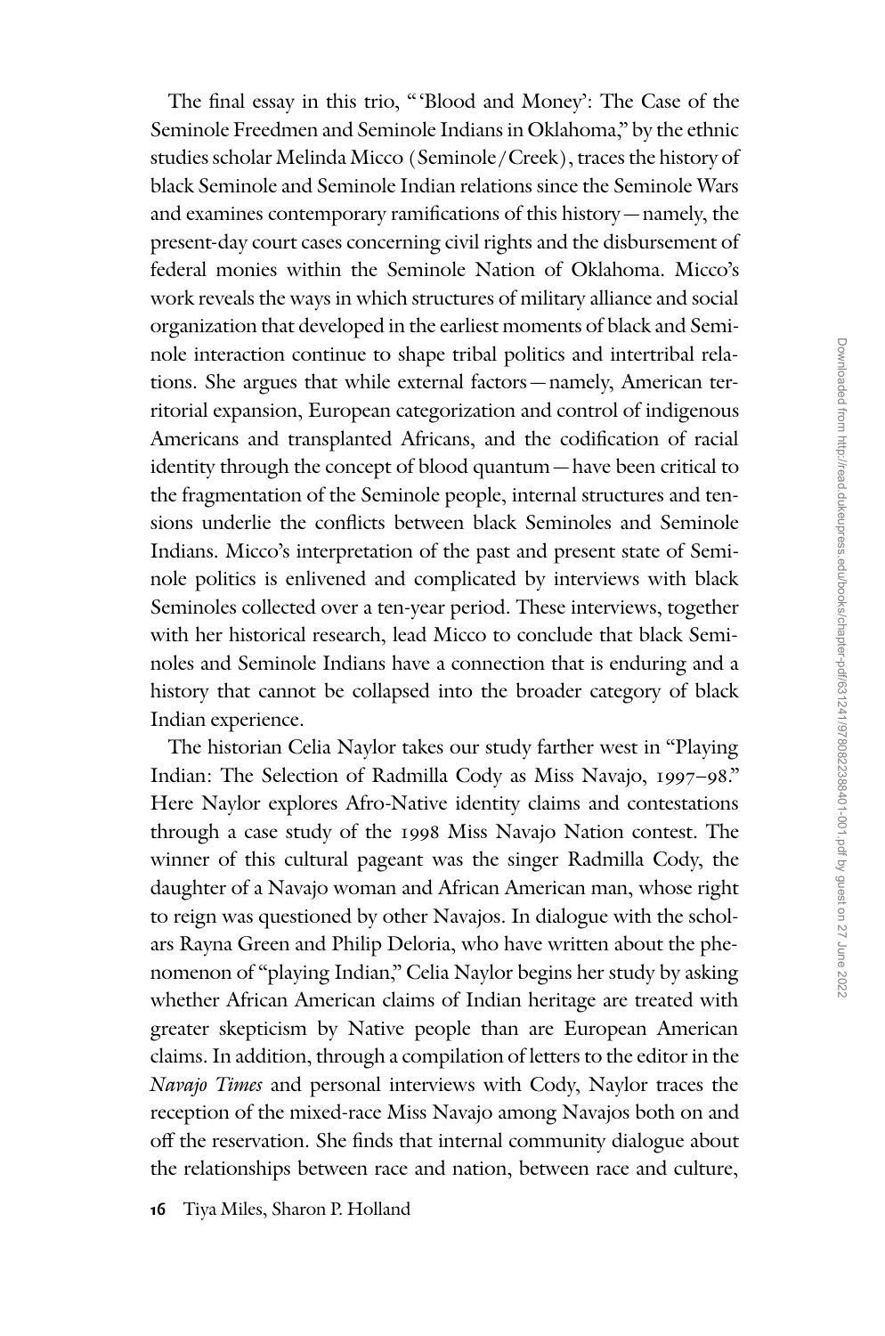The final essay in this trio, "'Blood and Money': The Case of the Seminole Freedmen and Seminole Indians in Oklahoma," by the ethnic studies scholar Melinda Micco (Seminole/Creek), traces the history of black Seminole and Seminole Indian relations since the Seminole Wars and examines contemporary ramifications of this history—namely, the present-day court cases concerning civil rights and the disbursement of federal monies within the Seminole Nation of Oklahoma. Micco's work reveals the ways in which structures of military alliance and social organization that developed in the earliest moments of black and Seminole interaction continue to shape tribal politics and intertribal relations. She argues that while external factors—namely, American territorial expansion, European categorization and control of indigenous Americans and transplanted Africans, and the codification of racial identity through the concept of blood quantum—have been critical to the fragmentation of the Seminole people, internal structures and tensions underlie the conflicts between black Seminoles and Seminole Indians. Micco's interpretation of the past and present state of Seminole politics is enlivened and complicated by interviews with black Seminoles collected over a ten-year period. These interviews, together with her historical research, lead Micco to conclude that black Seminoles and Seminole Indians have a connection that is enduring and a history that cannot be collapsed into the broader category of black Indian experience.

The historian Celia Naylor takes our study farther west in "Playing Indian: The Selection of Radmilla Cody as Miss Navajo, 1997–98." Here Naylor explores Afro-Native identity claims and contestations through a case study of the 1998 Miss Navajo Nation contest. The winner of this cultural pageant was the singer Radmilla Cody, the daughter of a Navajo woman and African American man, whose right to reign was questioned by other Navajos. In dialogue with the scholars Rayna Green and Philip Deloria, who have written about the phenomenon of "playing Indian," Celia Naylor begins her study by asking whether African American claims of Indian heritage are treated with greater skepticism by Native people than are European American claims. In addition, through a compilation of letters to the editor in the *Navajo Times* and personal interviews with Cody, Naylor traces the reception of the mixed-race Miss Navajo among Navajos both on and off the reservation. She finds that internal community dialogue about the relationships between race and nation, between race and culture,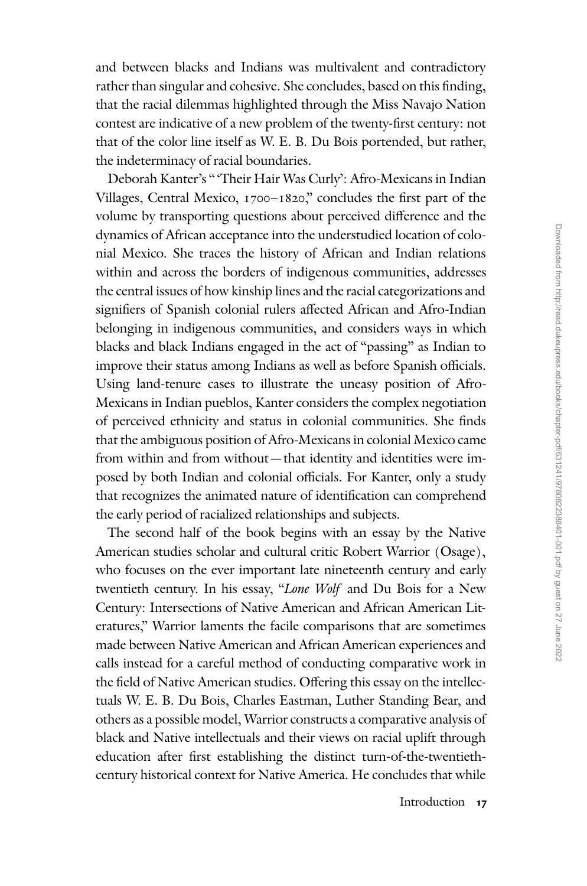and between blacks and Indians was multivalent and contradictory rather than singular and cohesive. She concludes, based on this finding, that the racial dilemmas highlighted through the Miss Navajo Nation contest are indicative of a new problem of the twenty-first century: not that of the color line itself as W. E. B. Du Bois portended, but rather, the indeterminacy of racial boundaries.

Deborah Kanter's "'Their Hair Was Curly': Afro-Mexicans in Indian Villages, Central Mexico, 1700–1820," concludes the first part of the volume by transporting questions about perceived difference and the dynamics of African acceptance into the understudied location of colonial Mexico. She traces the history of African and Indian relations within and across the borders of indigenous communities, addresses the central issues of how kinship lines and the racial categorizations and signifiers of Spanish colonial rulers affected African and Afro-Indian belonging in indigenous communities, and considers ways in which blacks and black Indians engaged in the act of "passing" as Indian to improve their status among Indians as well as before Spanish officials. Using land-tenure cases to illustrate the uneasy position of Afro-Mexicans in Indian pueblos, Kanter considers the complex negotiation of perceived ethnicity and status in colonial communities. She finds that the ambiguous position of Afro-Mexicans in colonial Mexico came from within and from without—that identity and identities were imposed by both Indian and colonial officials. For Kanter, only a study that recognizes the animated nature of identification can comprehend the early period of racialized relationships and subjects.

The second half of the book begins with an essay by the Native American studies scholar and cultural critic Robert Warrior (Osage), who focuses on the ever important late nineteenth century and early twentieth century. In his essay, "*Lone Wolf* and Du Bois for a New Century: Intersections of Native American and African American Literatures," Warrior laments the facile comparisons that are sometimes made between Native American and African American experiences and calls instead for a careful method of conducting comparative work in the field of Native American studies. Offering this essay on the intellectuals W. E. B. Du Bois, Charles Eastman, Luther Standing Bear, and others as a possible model, Warrior constructs a comparative analysis of black and Native intellectuals and their views on racial uplift through education after first establishing the distinct turn-of-the-twentieth-century historical context for Native America. He concludes that while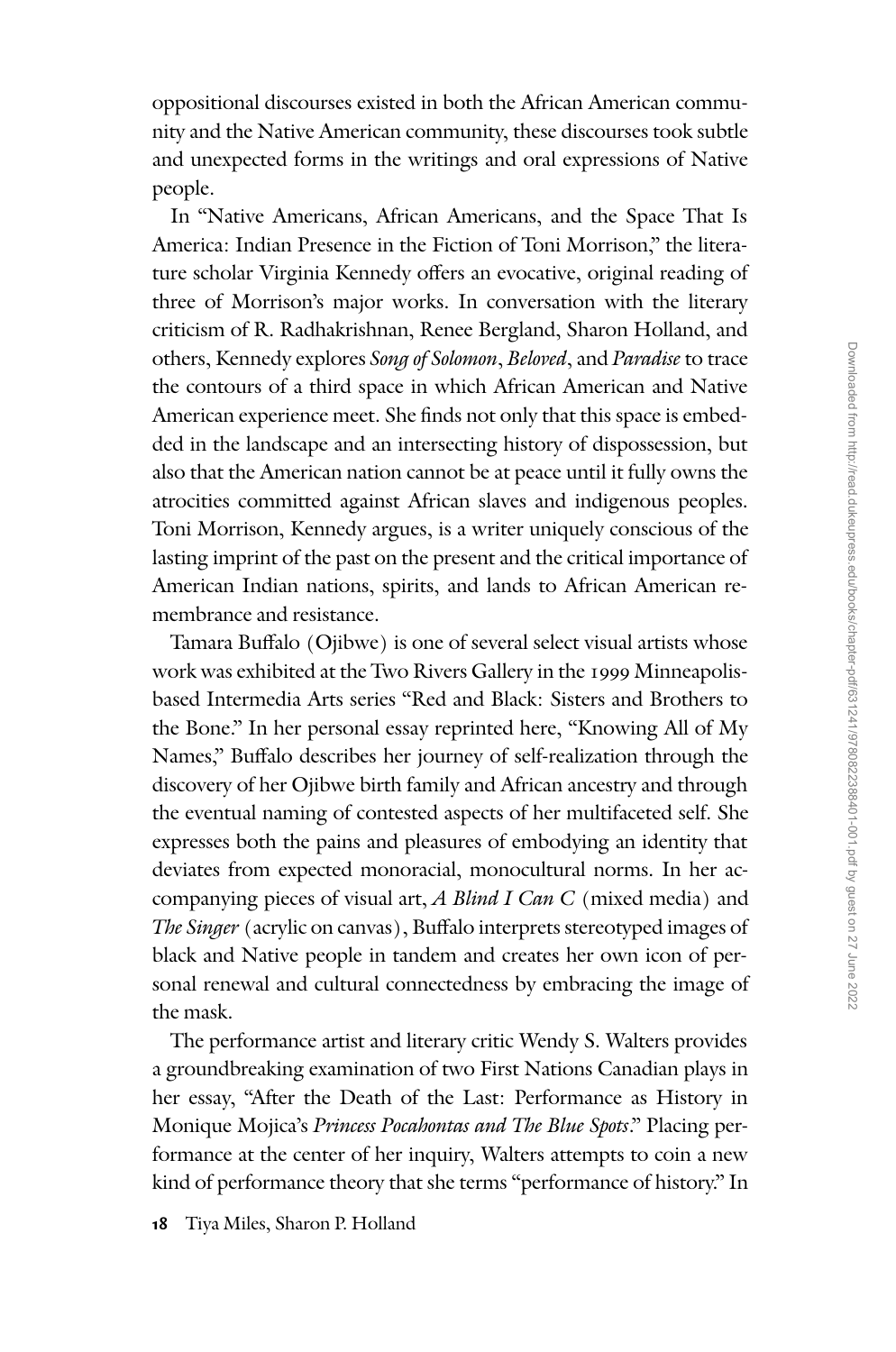oppositional discourses existed in both the African American community and the Native American community, these discourses took subtle and unexpected forms in the writings and oral expressions of Native people.

In "Native Americans, African Americans, and the Space That Is America: Indian Presence in the Fiction of Toni Morrison," the literature scholar Virginia Kennedy offers an evocative, original reading of three of Morrison's major works. In conversation with the literary criticism of R. Radhakrishnan, Renee Bergland, Sharon Holland, and others, Kennedy explores *Song of Solomon*, *Beloved*, and *Paradise* to trace the contours of a third space in which African American and Native American experience meet. She finds not only that this space is embedded in the landscape and an intersecting history of dispossession, but also that the American nation cannot be at peace until it fully owns the atrocities committed against African slaves and indigenous peoples. Toni Morrison, Kennedy argues, is a writer uniquely conscious of the lasting imprint of the past on the present and the critical importance of American Indian nations, spirits, and lands to African American remembrance and resistance.

Tamara Buffalo (Ojibwe) is one of several select visual artists whose work was exhibited at the Two Rivers Gallery in the 1999 Minneapolis-based Intermedia Arts series "Red and Black: Sisters and Brothers to the Bone." In her personal essay reprinted here, "Knowing All of My Names," Buffalo describes her journey of self-realization through the discovery of her Ojibwe birth family and African ancestry and through the eventual naming of contested aspects of her multifaceted self. She expresses both the pains and pleasures of embodying an identity that deviates from expected monoracial, monocultural norms. In her accompanying pieces of visual art, *A Blind I Can C* (mixed media) and *The Singer* (acrylic on canvas), Buffalo interprets stereotyped images of black and Native people in tandem and creates her own icon of personal renewal and cultural connectedness by embracing the image of the mask.

The performance artist and literary critic Wendy S. Walters provides a groundbreaking examination of two First Nations Canadian plays in her essay, "After the Death of the Last: Performance as History in Monique Mojica's *Princess Pocahontas and The Blue Spots*." Placing performance at the center of her inquiry, Walters attempts to coin a new kind of performance theory that she terms "performance of history." In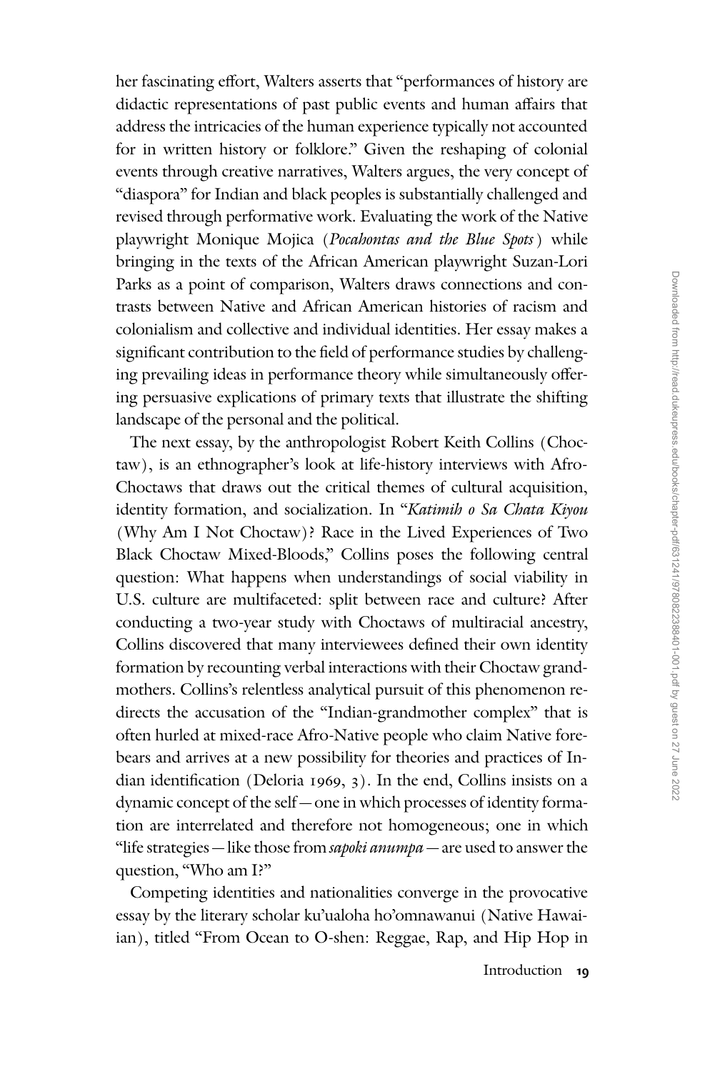her fascinating effort, Walters asserts that "performances of history are didactic representations of past public events and human affairs that address the intricacies of the human experience typically not accounted for in written history or folklore." Given the reshaping of colonial events through creative narratives, Walters argues, the very concept of "diaspora" for Indian and black peoples is substantially challenged and revised through performative work. Evaluating the work of the Native playwright Monique Mojica (*Pocahontas and the Blue Spots*) while bringing in the texts of the African American playwright Suzan-Lori Parks as a point of comparison, Walters draws connections and contrasts between Native and African American histories of racism and colonialism and collective and individual identities. Her essay makes a significant contribution to the field of performance studies by challenging prevailing ideas in performance theory while simultaneously offering persuasive explications of primary texts that illustrate the shifting landscape of the personal and the political.

The next essay, by the anthropologist Robert Keith Collins (Choctaw), is an ethnographer's look at life-history interviews with Afro-Choctaws that draws out the critical themes of cultural acquisition, identity formation, and socialization. In "*Katimih o Sa Chata Kiyou* (Why Am I Not Choctaw)? Race in the Lived Experiences of Two Black Choctaw Mixed-Bloods," Collins poses the following central question: What happens when understandings of social viability in U.S. culture are multifaceted: split between race and culture? After conducting a two-year study with Choctaws of multiracial ancestry, Collins discovered that many interviewees defined their own identity formation by recounting verbal interactions with their Choctaw grandmothers. Collins's relentless analytical pursuit of this phenomenon redirects the accusation of the "Indian-grandmother complex" that is often hurled at mixed-race Afro-Native people who claim Native forebears and arrives at a new possibility for theories and practices of Indian identification (Deloria 1969, 3). In the end, Collins insists on a dynamic concept of the self—one in which processes of identity formation are interrelated and therefore not homogeneous; one in which "life strategies—like those from *sapoki anumpa*—are used to answer the question, "Who am I?"

Competing identities and nationalities converge in the provocative essay by the literary scholar ku'ualoha ho'omnawanui (Native Hawaiian), titled "From Ocean to O-shen: Reggae, Rap, and Hip Hop in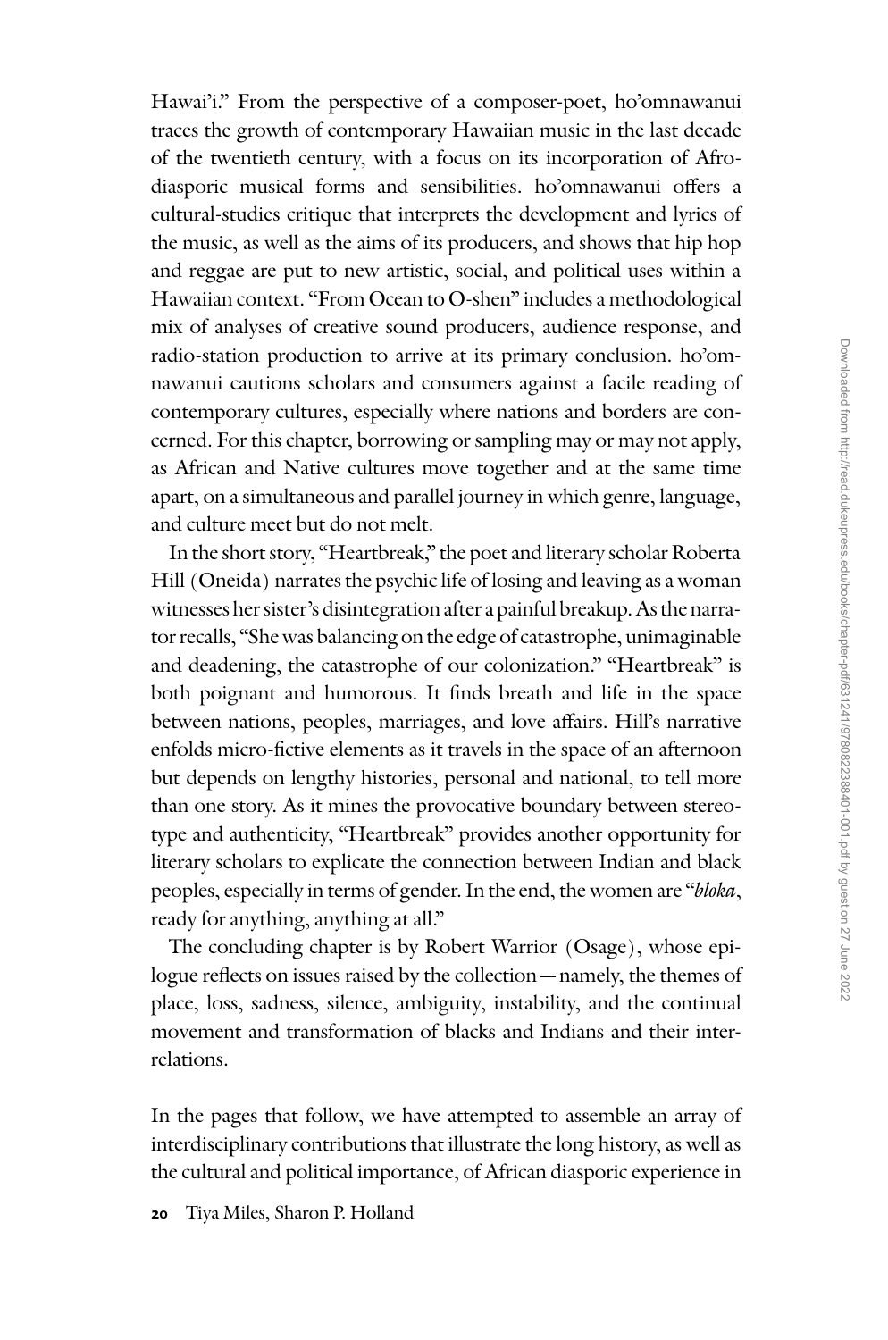Hawai'i." From the perspective of a composer-poet, ho'omnawanui traces the growth of contemporary Hawaiian music in the last decade of the twentieth century, with a focus on its incorporation of Afro-diasporic musical forms and sensibilities. ho'omnawanui offers a cultural-studies critique that interprets the development and lyrics of the music, as well as the aims of its producers, and shows that hip hop and reggae are put to new artistic, social, and political uses within a Hawaiian context. "From Ocean to O-shen" includes a methodological mix of analyses of creative sound producers, audience response, and radio-station production to arrive at its primary conclusion. ho'omnawanui cautions scholars and consumers against a facile reading of contemporary cultures, especially where nations and borders are concerned. For this chapter, borrowing or sampling may or may not apply, as African and Native cultures move together and at the same time apart, on a simultaneous and parallel journey in which genre, language, and culture meet but do not melt.

In the short story, "Heartbreak," the poet and literary scholar Roberta Hill (Oneida) narrates the psychic life of losing and leaving as a woman witnesses her sister's disintegration after a painful breakup. As the narrator recalls, "She was balancing on the edge of catastrophe, unimaginable and deadening, the catastrophe of our colonization." "Heartbreak" is both poignant and humorous. It finds breath and life in the space between nations, peoples, marriages, and love affairs. Hill's narrative enfolds micro-fictive elements as it travels in the space of an afternoon but depends on lengthy histories, personal and national, to tell more than one story. As it mines the provocative boundary between stereotype and authenticity, "Heartbreak" provides another opportunity for literary scholars to explicate the connection between Indian and black peoples, especially in terms of gender. In the end, the women are "*bloka*, ready for anything, anything at all."

The concluding chapter is by Robert Warrior (Osage), whose epilogue reflects on issues raised by the collection—namely, the themes of place, loss, sadness, silence, ambiguity, instability, and the continual movement and transformation of blacks and Indians and their interrelations.

In the pages that follow, we have attempted to assemble an array of interdisciplinary contributions that illustrate the long history, as well as the cultural and political importance, of African diasporic experience in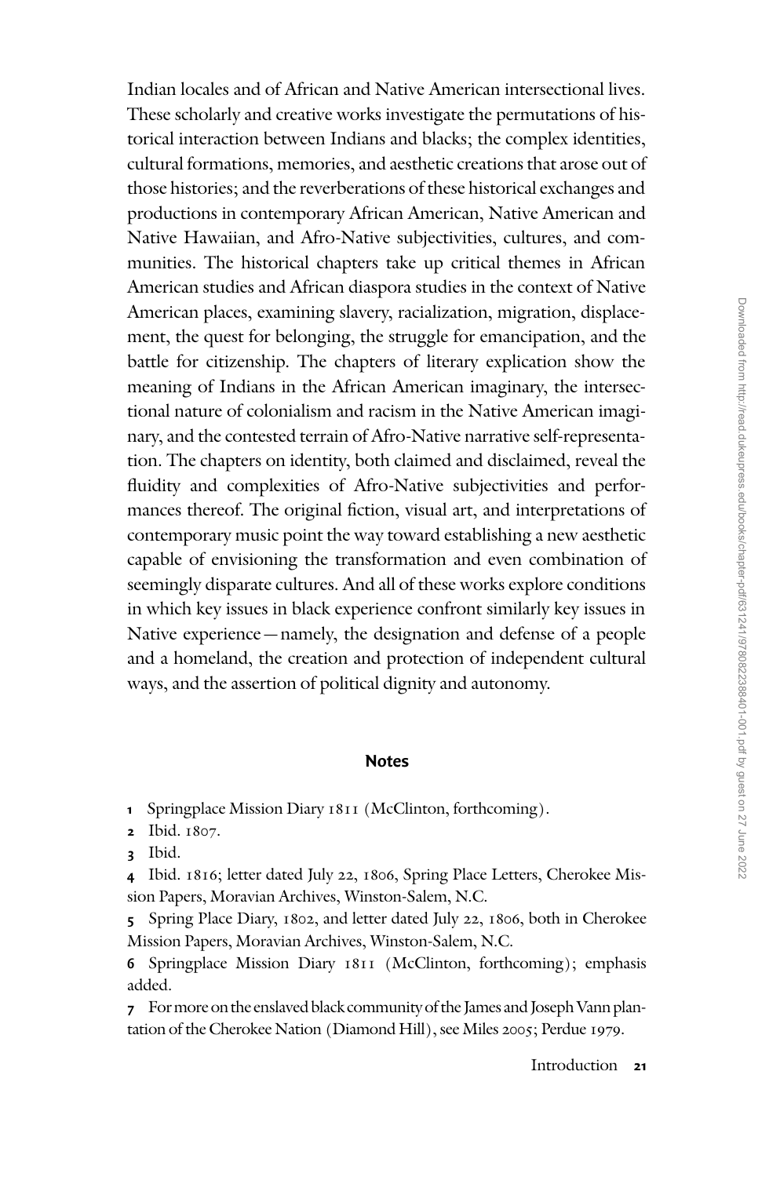Indian locales and of African and Native American intersectional lives. These scholarly and creative works investigate the permutations of historical interaction between Indians and blacks; the complex identities, cultural formations, memories, and aesthetic creations that arose out of those histories; and the reverberations of these historical exchanges and productions in contemporary African American, Native American and Native Hawaiian, and Afro-Native subjectivities, cultures, and communities. The historical chapters take up critical themes in African American studies and African diaspora studies in the context of Native American places, examining slavery, racialization, migration, displacement, the quest for belonging, the struggle for emancipation, and the battle for citizenship. The chapters of literary explication show the meaning of Indians in the African American imaginary, the intersectional nature of colonialism and racism in the Native American imaginary, and the contested terrain of Afro-Native narrative self-representation. The chapters on identity, both claimed and disclaimed, reveal the fluidity and complexities of Afro-Native subjectivities and performances thereof. The original fiction, visual art, and interpretations of contemporary music point the way toward establishing a new aesthetic capable of envisioning the transformation and even combination of seemingly disparate cultures. And all of these works explore conditions in which key issues in black experience confront similarly key issues in Native experience—namely, the designation and defense of a people and a homeland, the creation and protection of independent cultural ways, and the assertion of political dignity and autonomy.

## Notes

1 Springplace Mission Diary 1811 (McClinton, forthcoming).

2 Ibid. 1807.

3 Ibid.

4 Ibid. 1816; letter dated July 22, 1806, Spring Place Letters, Cherokee Mission Papers, Moravian Archives, Winston-Salem, N.C.

5 Spring Place Diary, 1802, and letter dated July 22, 1806, both in Cherokee Mission Papers, Moravian Archives, Winston-Salem, N.C.

6 Springplace Mission Diary 1811 (McClinton, forthcoming); emphasis added.

7 For more on the enslaved black community of the James and Joseph Vann plantation of the Cherokee Nation (Diamond Hill), see Miles 2005; Perdue 1979.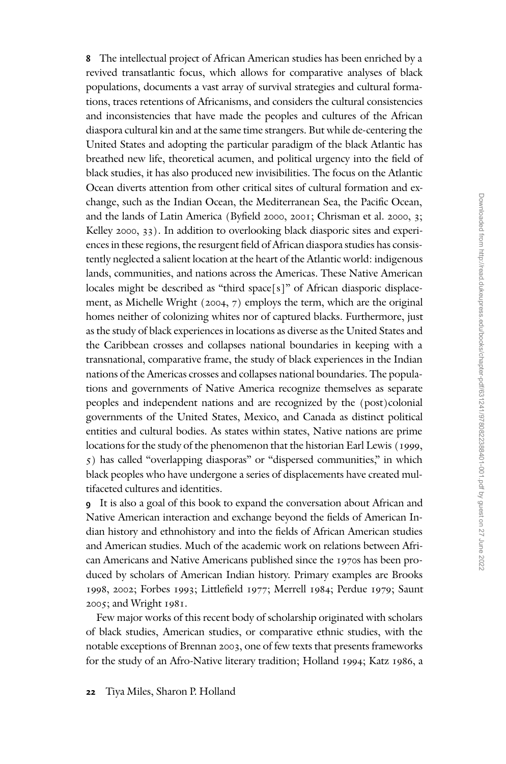**8** The intellectual project of African American studies has been enriched by a revived transatlantic focus, which allows for comparative analyses of black populations, documents a vast array of survival strategies and cultural formations, traces retentions of Africanisms, and considers the cultural consistencies and inconsistencies that have made the peoples and cultures of the African diaspora cultural kin and at the same time strangers. But while de-centering the United States and adopting the particular paradigm of the black Atlantic has breathed new life, theoretical acumen, and political urgency into the field of black studies, it has also produced new invisibilities. The focus on the Atlantic Ocean diverts attention from other critical sites of cultural formation and exchange, such as the Indian Ocean, the Mediterranean Sea, the Pacific Ocean, and the lands of Latin America (Byfield 2000, 2001; Chrisman et al. 2000, 3; Kelley 2000, 33). In addition to overlooking black diasporic sites and experiences in these regions, the resurgent field of African diaspora studies has consistently neglected a salient location at the heart of the Atlantic world: indigenous lands, communities, and nations across the Americas. These Native American locales might be described as "third space[s]" of African diasporic displacement, as Michelle Wright (2004, 7) employs the term, which are the original homes neither of colonizing whites nor of captured blacks. Furthermore, just as the study of black experiences in locations as diverse as the United States and the Caribbean crosses and collapses national boundaries in keeping with a transnational, comparative frame, the study of black experiences in the Indian nations of the Americas crosses and collapses national boundaries. The populations and governments of Native America recognize themselves as separate peoples and independent nations and are recognized by the (post)colonial governments of the United States, Mexico, and Canada as distinct political entities and cultural bodies. As states within states, Native nations are prime locations for the study of the phenomenon that the historian Earl Lewis (1999, 5) has called "overlapping diasporas" or "dispersed communities," in which black peoples who have undergone a series of displacements have created multifaceted cultures and identities.

**9** It is also a goal of this book to expand the conversation about African and Native American interaction and exchange beyond the fields of American Indian history and ethnohistory and into the fields of African American studies and American studies. Much of the academic work on relations between African Americans and Native Americans published since the 1970s has been produced by scholars of American Indian history. Primary examples are Brooks 1998, 2002; Forbes 1993; Littlefield 1977; Merrell 1984; Perdue 1979; Saunt 2005; and Wright 1981.

Few major works of this recent body of scholarship originated with scholars of black studies, American studies, or comparative ethnic studies, with the notable exceptions of Brennan 2003, one of few texts that presents frameworks for the study of an Afro-Native literary tradition; Holland 1994; Katz 1986, a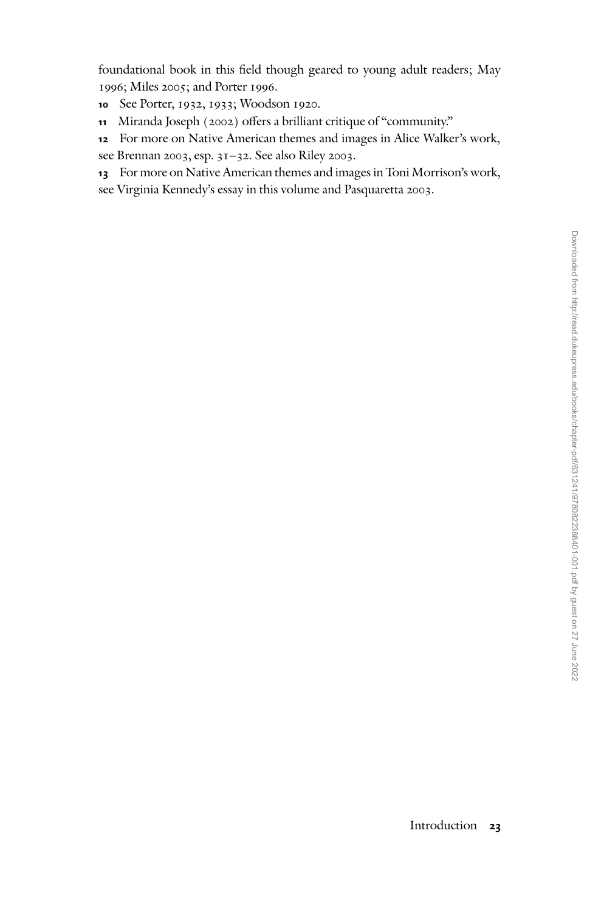foundational book in this field though geared to young adult readers; May 1996; Miles 2005; and Porter 1996.

**10** See Porter, 1932, 1933; Woodson 1920.

**11** Miranda Joseph (2002) offers a brilliant critique of "community."

**12** For more on Native American themes and images in Alice Walker's work, see Brennan 2003, esp. 31–32. See also Riley 2003.

**13** For more on Native American themes and images in Toni Morrison's work, see Virginia Kennedy's essay in this volume and Pasquaretta 2003.